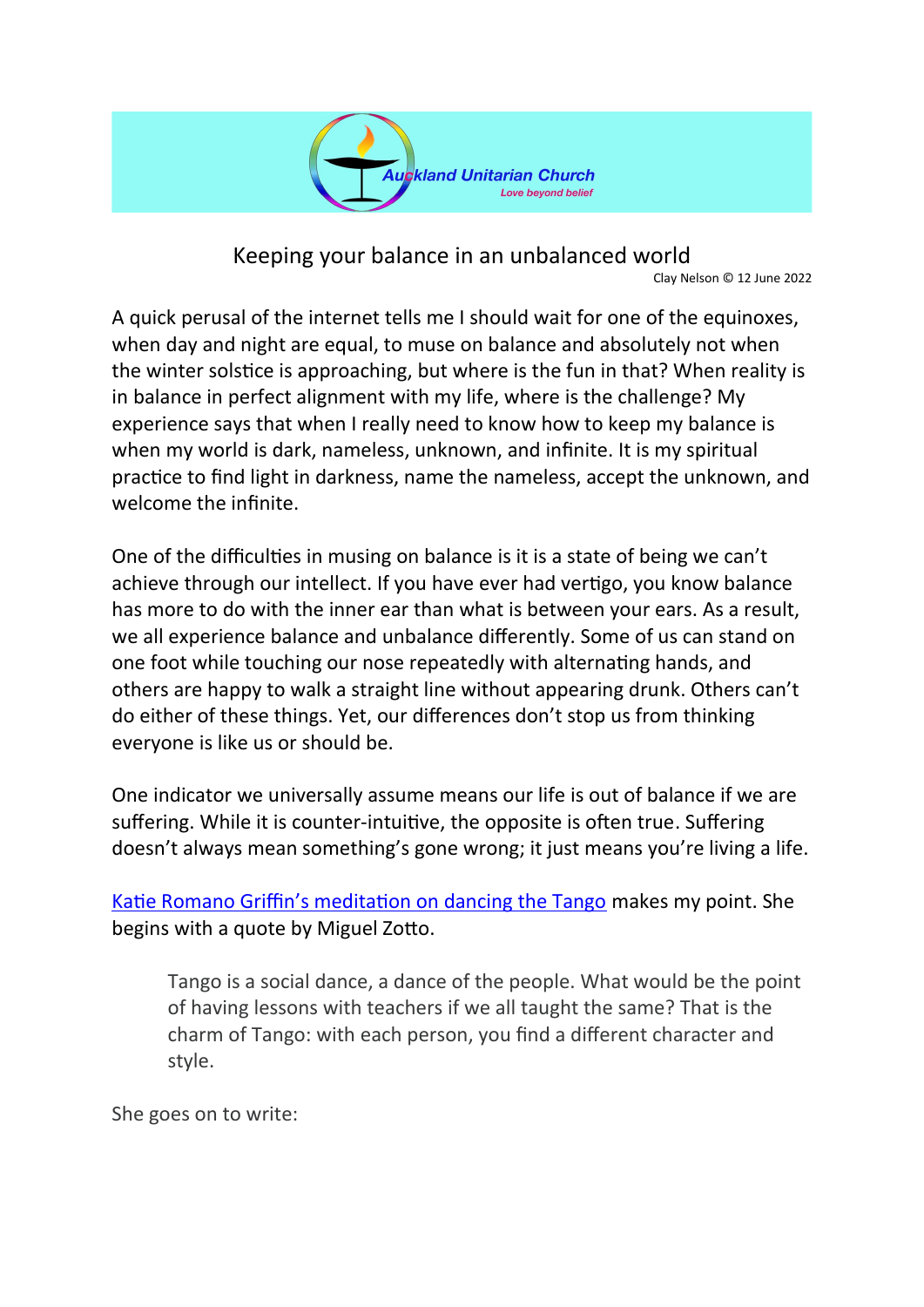Auckland Unitarian Church

*Love beyond belief*

# Keeping your balance in an unbalanced world

Clay Nelson © 12 June 2022

A quick perusal of the internet tells me I should wait for one of the equinoxes, when day and night are equal, to muse on balance and absolutely not when the winter solstice is approaching, but where is the fun in that? When reality is in balance in perfect alignment with my life, where is the challenge? My experience says that when I really need to know how to keep my balance is when my world is dark, nameless, unknown, and infinite. It is my spiritual practice to find light in darkness, name the nameless, accept the unknown, and welcome the infinite.

One of the difficulties in musing on balance is it is a state of being we can't achieve through our intellect. If you have ever had vertigo, you know balance has more to do with the inner ear than what is between your ears. As a result, we all experience balance and unbalance differently. Some of us can stand on one foot while touching our nose repeatedly with alternating hands, and others are happy to walk a straight line without appearing drunk. Others can't do either of these things. Yet, our differences don't stop us from thinking everyone is like us or should be.

One indicator we universally assume means our life is out of balance if we are suffering. While it is counter-intuitive, the opposite is often true. Suffering doesn't always mean something's gone wrong; it just means you're living a life.

Katie Romano Griffin's meditation on dancing the Tango makes my point. She begins with a quote by Miguel Zotto.

> Tango is a social dance, a dance of the people. What would be the point of having lessons with teachers if we all taught the same? That is the charm of Tango: with each person, you find a different character and style.

She goes on to write: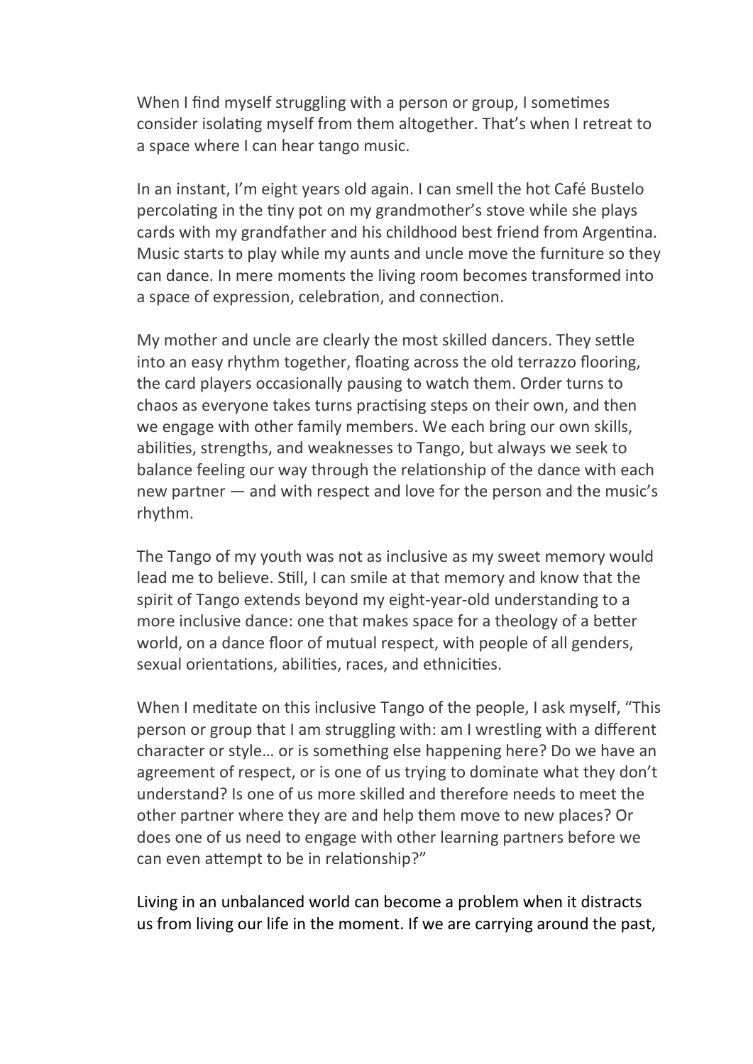When I find myself struggling with a person or group, I sometimes consider isolating myself from them altogether. That's when I retreat to a space where I can hear tango music.

In an instant, I'm eight years old again. I can smell the hot Café Bustelo percolating in the tiny pot on my grandmother's stove while she plays cards with my grandfather and his childhood best friend from Argentina. Music starts to play while my aunts and uncle move the furniture so they can dance. In mere moments the living room becomes transformed into a space of expression, celebration, and connection.

My mother and uncle are clearly the most skilled dancers. They settle into an easy rhythm together, floating across the old terrazzo flooring, the card players occasionally pausing to watch them. Order turns to chaos as everyone takes turns practising steps on their own, and then we engage with other family members. We each bring our own skills, abilities, strengths, and weaknesses to Tango, but always we seek to balance feeling our way through the relationship of the dance with each new partner — and with respect and love for the person and the music's rhythm.

The Tango of my youth was not as inclusive as my sweet memory would lead me to believe. Still, I can smile at that memory and know that the spirit of Tango extends beyond my eight-year-old understanding to a more inclusive dance: one that makes space for a theology of a better world, on a dance floor of mutual respect, with people of all genders, sexual orientations, abilities, races, and ethnicities.

When I meditate on this inclusive Tango of the people, I ask myself, "This person or group that I am struggling with: am I wrestling with a different character or style… or is something else happening here? Do we have an agreement of respect, or is one of us trying to dominate what they don't understand? Is one of us more skilled and therefore needs to meet the other partner where they are and help them move to new places? Or does one of us need to engage with other learning partners before we can even attempt to be in relationship?"

Living in an unbalanced world can become a problem when it distracts us from living our life in the moment. If we are carrying around the past,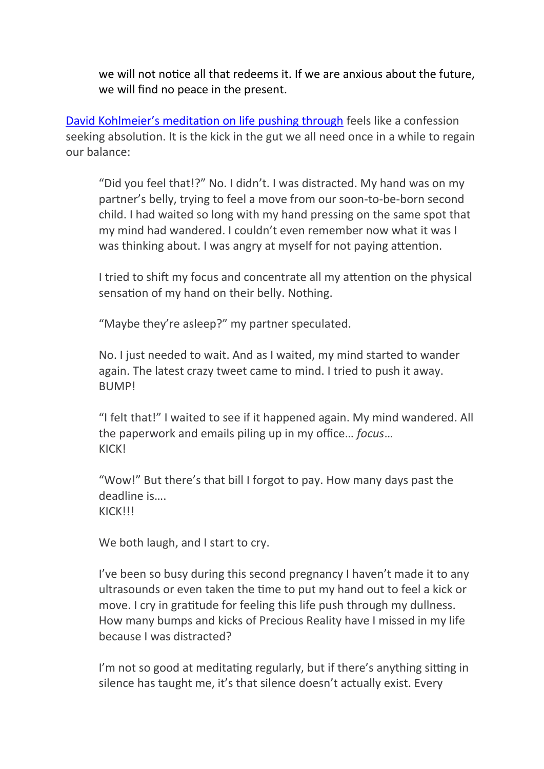> we will not notice all that redeems it. If we are anxious about the future, we will find no peace in the present.

David Kohlmeier's meditation on life pushing through feels like a confession seeking absolution. It is the kick in the gut we all need once in a while to regain our balance:

> "Did you feel that!?" No. I didn't. I was distracted. My hand was on my partner's belly, trying to feel a move from our soon-to-be-born second child. I had waited so long with my hand pressing on the same spot that my mind had wandered. I couldn't even remember now what it was I was thinking about. I was angry at myself for not paying attention.
>
> I tried to shift my focus and concentrate all my attention on the physical sensation of my hand on their belly. Nothing.
>
> "Maybe they're asleep?" my partner speculated.
>
> No. I just needed to wait. And as I waited, my mind started to wander again. The latest crazy tweet came to mind. I tried to push it away. BUMP!
>
> "I felt that!" I waited to see if it happened again. My mind wandered. All the paperwork and emails piling up in my office… *focus*…
> KICK!
>
> "Wow!" But there's that bill I forgot to pay. How many days past the deadline is….
> KICK!!!
>
> We both laugh, and I start to cry.
>
> I've been so busy during this second pregnancy I haven't made it to any ultrasounds or even taken the time to put my hand out to feel a kick or move. I cry in gratitude for feeling this life push through my dullness. How many bumps and kicks of Precious Reality have I missed in my life because I was distracted?
>
> I'm not so good at meditating regularly, but if there's anything sitting in silence has taught me, it's that silence doesn't actually exist. Every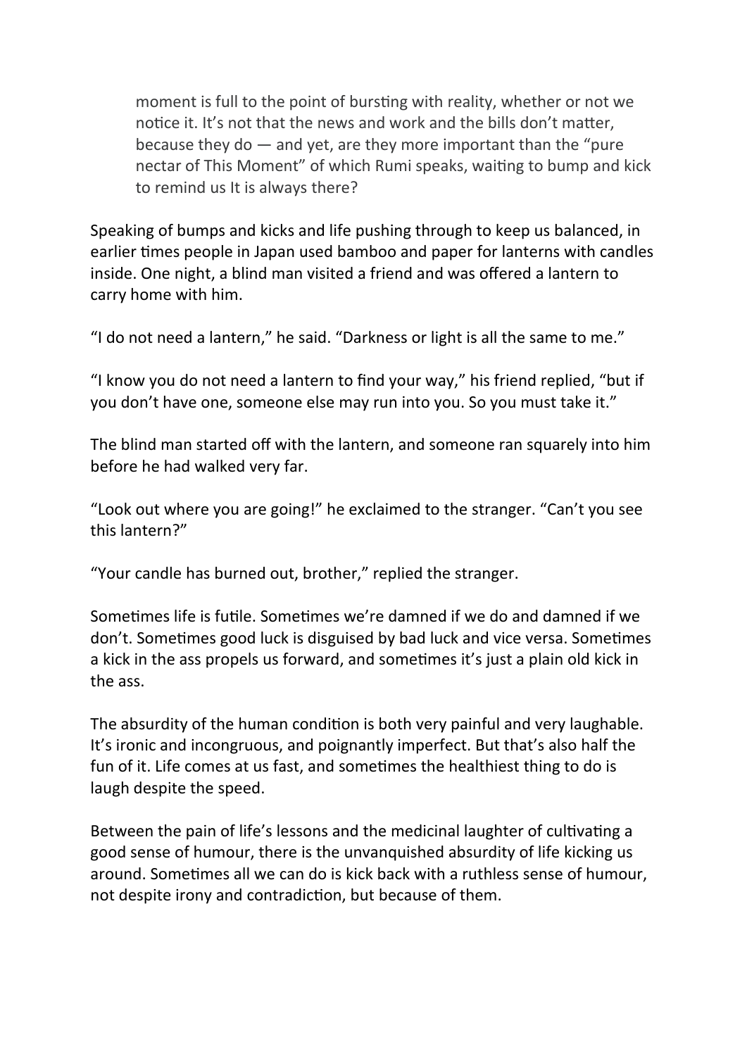> moment is full to the point of bursting with reality, whether or not we notice it. It's not that the news and work and the bills don't matter, because they do — and yet, are they more important than the "pure nectar of This Moment" of which Rumi speaks, waiting to bump and kick to remind us It is always there?

Speaking of bumps and kicks and life pushing through to keep us balanced, in earlier times people in Japan used bamboo and paper for lanterns with candles inside. One night, a blind man visited a friend and was offered a lantern to carry home with him.

"I do not need a lantern," he said. "Darkness or light is all the same to me."

"I know you do not need a lantern to find your way," his friend replied, "but if you don't have one, someone else may run into you. So you must take it."

The blind man started off with the lantern, and someone ran squarely into him before he had walked very far.

"Look out where you are going!" he exclaimed to the stranger. "Can't you see this lantern?"

"Your candle has burned out, brother," replied the stranger.

Sometimes life is futile. Sometimes we're damned if we do and damned if we don't. Sometimes good luck is disguised by bad luck and vice versa. Sometimes a kick in the ass propels us forward, and sometimes it's just a plain old kick in the ass.

The absurdity of the human condition is both very painful and very laughable. It's ironic and incongruous, and poignantly imperfect. But that's also half the fun of it. Life comes at us fast, and sometimes the healthiest thing to do is laugh despite the speed.

Between the pain of life's lessons and the medicinal laughter of cultivating a good sense of humour, there is the unvanquished absurdity of life kicking us around. Sometimes all we can do is kick back with a ruthless sense of humour, not despite irony and contradiction, but because of them.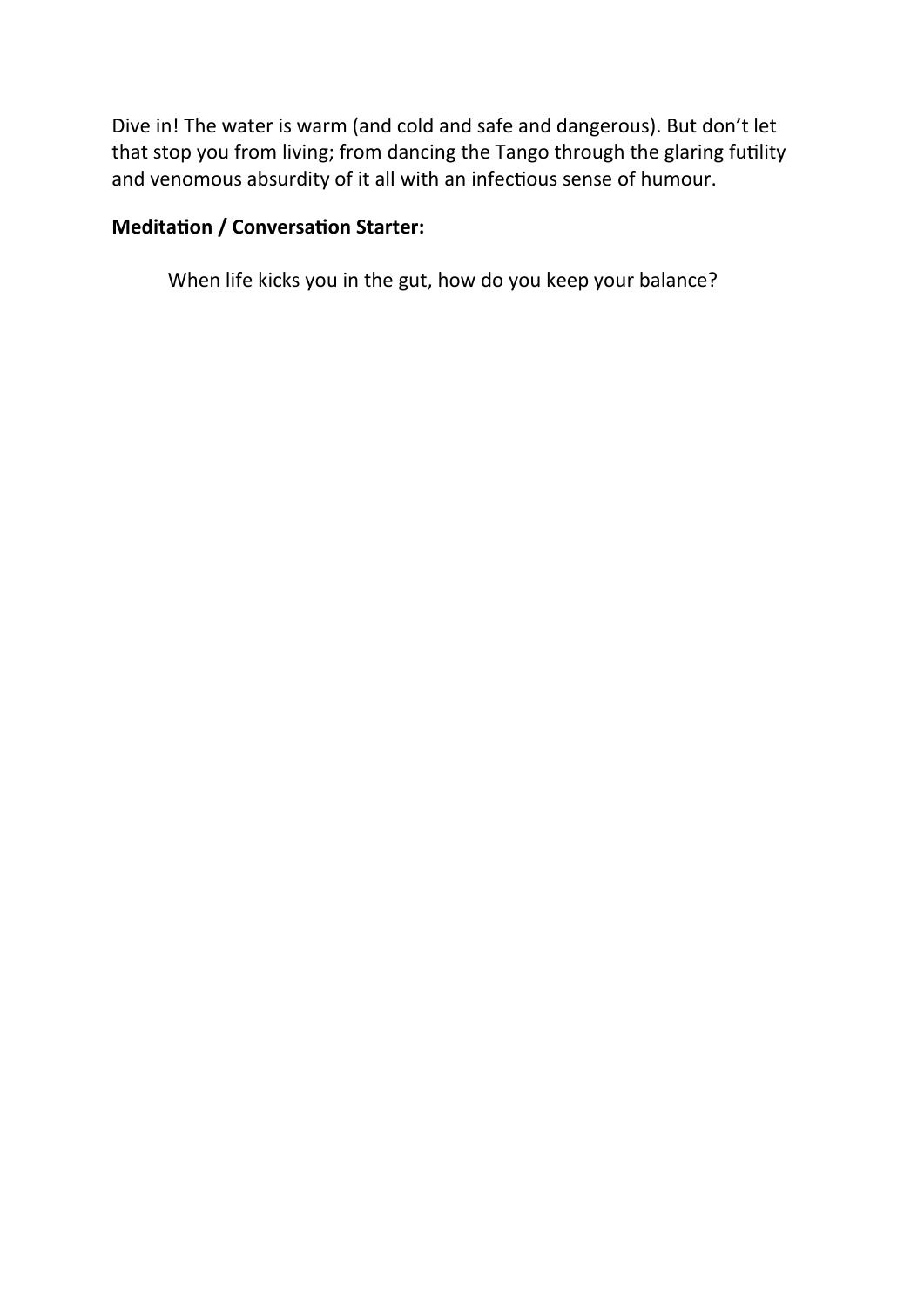Dive in! The water is warm (and cold and safe and dangerous). But don't let that stop you from living; from dancing the Tango through the glaring futility and venomous absurdity of it all with an infectious sense of humour.

**Meditation / Conversation Starter:**

When life kicks you in the gut, how do you keep your balance?